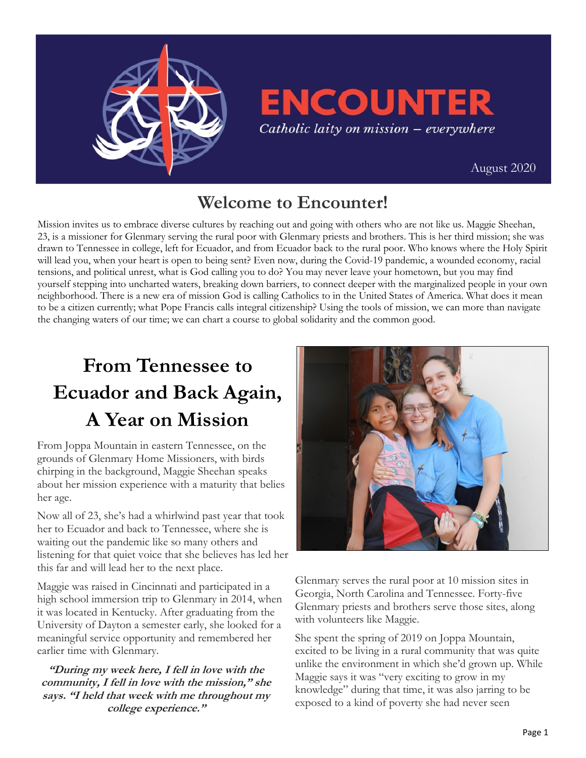# ENCOUNTER

*Catholic laity on mission – everywhere*

August 2020

## Welcome to Encounter!

Mission invites us to embrace diverse cultures by reaching out and going with others who are not like us. Maggie Sheehan, 23, is a missioner for Glenmary serving the rural poor with Glenmary priests and brothers. This is her third mission; she was drawn to Tennessee in college, left for Ecuador, and from Ecuador back to the rural poor. Who knows where the Holy Spirit will lead you, when your heart is open to being sent? Even now, during the Covid-19 pandemic, a wounded economy, racial tensions, and political unrest, what is God calling you to do? You may never leave your hometown, but you may find yourself stepping into uncharted waters, breaking down barriers, to connect deeper with the marginalized people in your own neighborhood. There is a new era of mission God is calling Catholics to in the United States of America. What does it mean to be a citizen currently; what Pope Francis calls integral citizenship? Using the tools of mission, we can more than navigate the changing waters of our time; we can chart a course to global solidarity and the common good.

## From Tennessee to Ecuador and Back Again, A Year on Mission

From Joppa Mountain in eastern Tennessee, on the grounds of Glenmary Home Missioners, with birds chirping in the background, Maggie Sheehan speaks about her mission experience with a maturity that belies her age.

Now all of 23, she's had a whirlwind past year that took her to Ecuador and back to Tennessee, where she is waiting out the pandemic like so many others and listening for that quiet voice that she believes has led her this far and will lead her to the next place.

Maggie was raised in Cincinnati and participated in a high school immersion trip to Glenmary in 2014, when it was located in Kentucky. After graduating from the University of Dayton a semester early, she looked for a meaningful service opportunity and remembered her earlier time with Glenmary.

***"During my week here, I fell in love with the community, I fell in love with the mission," she says. "I held that week with me throughout my college experience."***

Glenmary serves the rural poor at 10 mission sites in Georgia, North Carolina and Tennessee. Forty-five Glenmary priests and brothers serve those sites, along with volunteers like Maggie.

She spent the spring of 2019 on Joppa Mountain, excited to be living in a rural community that was quite unlike the environment in which she'd grown up. While Maggie says it was "very exciting to grow in my knowledge" during that time, it was also jarring to be exposed to a kind of poverty she had never seen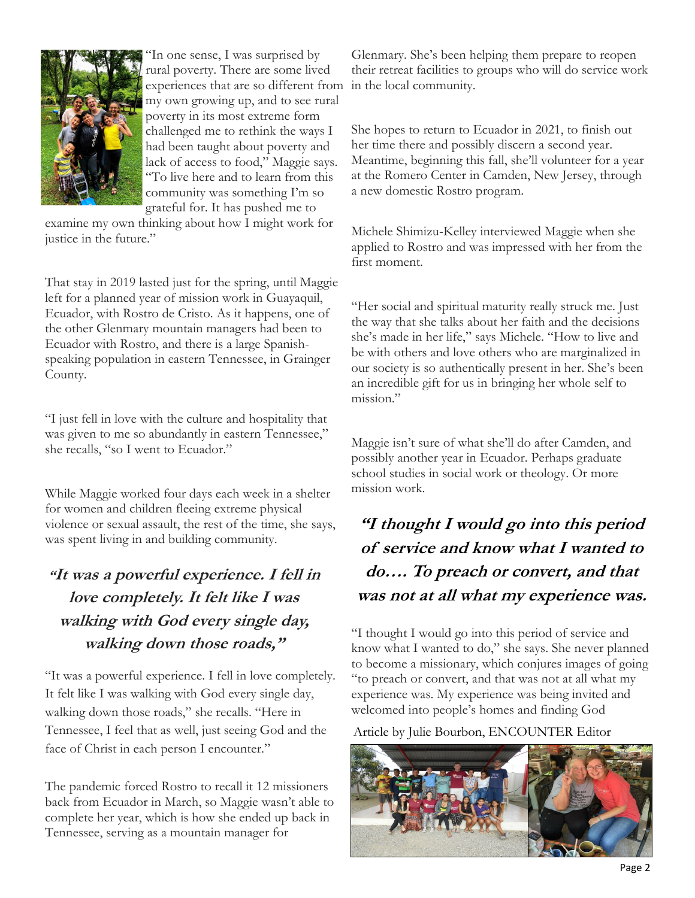"In one sense, I was surprised by rural poverty. There are some lived experiences that are so different from my own growing up, and to see rural poverty in its most extreme form challenged me to rethink the ways I had been taught about poverty and lack of access to food," Maggie says. "To live here and to learn from this community was something I'm so grateful for. It has pushed me to examine my own thinking about how I might work for justice in the future."

That stay in 2019 lasted just for the spring, until Maggie left for a planned year of mission work in Guayaquil, Ecuador, with Rostro de Cristo. As it happens, one of the other Glenmary mountain managers had been to Ecuador with Rostro, and there is a large Spanish-speaking population in eastern Tennessee, in Grainger County.

"I just fell in love with the culture and hospitality that was given to me so abundantly in eastern Tennessee," she recalls, "so I went to Ecuador."

While Maggie worked four days each week in a shelter for women and children fleeing extreme physical violence or sexual assault, the rest of the time, she says, was spent living in and building community.

***"It was a powerful experience. I fell in love completely. It felt like I was walking with God every single day, walking down those roads,"***

"It was a powerful experience. I fell in love completely. It felt like I was walking with God every single day, walking down those roads," she recalls. "Here in Tennessee, I feel that as well, just seeing God and the face of Christ in each person I encounter."

The pandemic forced Rostro to recall it 12 missioners back from Ecuador in March, so Maggie wasn't able to complete her year, which is how she ended up back in Tennessee, serving as a mountain manager for Glenmary. She's been helping them prepare to reopen their retreat facilities to groups who will do service work in the local community.

She hopes to return to Ecuador in 2021, to finish out her time there and possibly discern a second year. Meantime, beginning this fall, she'll volunteer for a year at the Romero Center in Camden, New Jersey, through a new domestic Rostro program.

Michele Shimizu-Kelley interviewed Maggie when she applied to Rostro and was impressed with her from the first moment.

"Her social and spiritual maturity really struck me. Just the way that she talks about her faith and the decisions she's made in her life," says Michele. "How to live and be with others and love others who are marginalized in our society is so authentically present in her. She's been an incredible gift for us in bringing her whole self to mission."

Maggie isn't sure of what she'll do after Camden, and possibly another year in Ecuador. Perhaps graduate school studies in social work or theology. Or more mission work.

***"I thought I would go into this period of service and know what I wanted to do…. To preach or convert, and that was not at all what my experience was.***

"I thought I would go into this period of service and know what I wanted to do," she says. She never planned to become a missionary, which conjures images of going "to preach or convert, and that was not at all what my experience was. My experience was being invited and welcomed into people's homes and finding God

Article by Julie Bourbon, ENCOUNTER Editor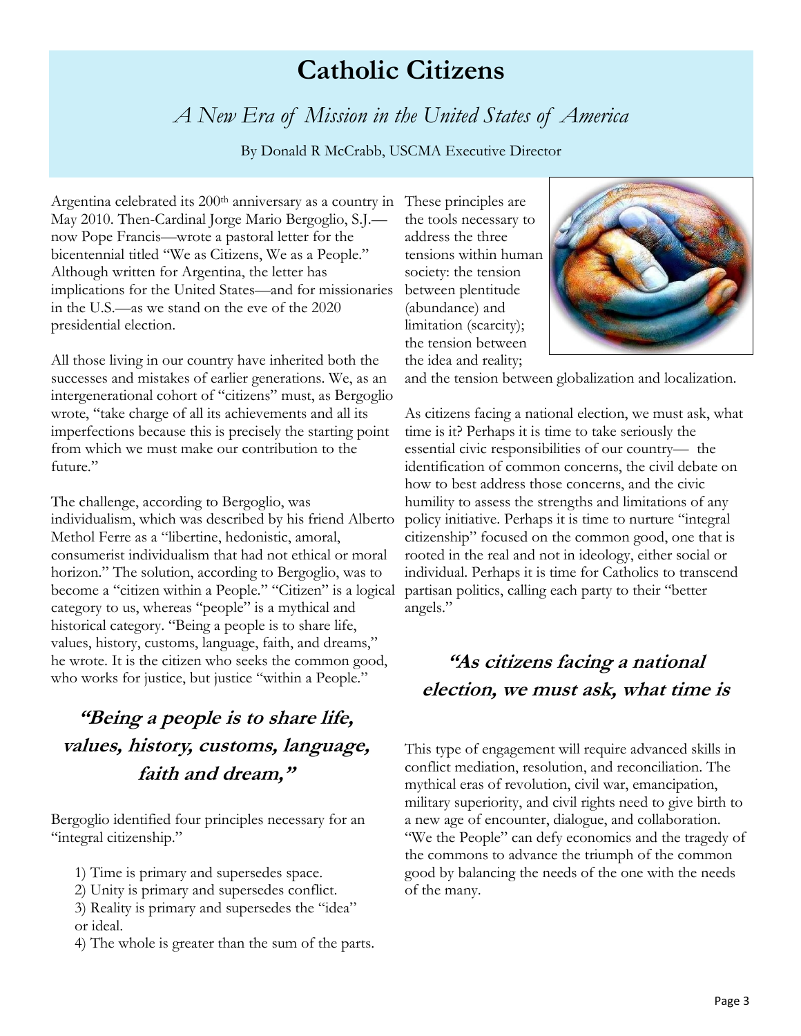# Catholic Citizens

*A New Era of Mission in the United States of America*

By Donald R McCrabb, USCMA Executive Director

Argentina celebrated its 200th anniversary as a country in May 2010. Then-Cardinal Jorge Mario Bergoglio, S.J.—now Pope Francis—wrote a pastoral letter for the bicentennial titled "We as Citizens, We as a People." Although written for Argentina, the letter has implications for the United States—and for missionaries in the U.S.—as we stand on the eve of the 2020 presidential election.

All those living in our country have inherited both the successes and mistakes of earlier generations. We, as an intergenerational cohort of "citizens" must, as Bergoglio wrote, "take charge of all its achievements and all its imperfections because this is precisely the starting point from which we must make our contribution to the future."

The challenge, according to Bergoglio, was individualism, which was described by his friend Alberto Methol Ferre as a "libertine, hedonistic, amoral, consumerist individualism that had not ethical or moral horizon." The solution, according to Bergoglio, was to become a "citizen within a People." "Citizen" is a logical category to us, whereas "people" is a mythical and historical category. "Being a people is to share life, values, history, customs, language, faith, and dreams," he wrote. It is the citizen who seeks the common good, who works for justice, but justice "within a People."

> **"Being a people is to share life, values, history, customs, language, faith and dream,"**

Bergoglio identified four principles necessary for an "integral citizenship."

1) Time is primary and supersedes space.
2) Unity is primary and supersedes conflict.
3) Reality is primary and supersedes the "idea" or ideal.
4) The whole is greater than the sum of the parts.

These principles are the tools necessary to address the three tensions within human society: the tension between plentitude (abundance) and limitation (scarcity); the tension between the idea and reality; and the tension between globalization and localization.

As citizens facing a national election, we must ask, what time is it? Perhaps it is time to take seriously the essential civic responsibilities of our country— the identification of common concerns, the civil debate on how to best address those concerns, and the civic humility to assess the strengths and limitations of any policy initiative. Perhaps it is time to nurture "integral citizenship" focused on the common good, one that is rooted in the real and not in ideology, either social or individual. Perhaps it is time for Catholics to transcend partisan politics, calling each party to their "better angels."

> **"As citizens facing a national election, we must ask, what time is**

This type of engagement will require advanced skills in conflict mediation, resolution, and reconciliation. The mythical eras of revolution, civil war, emancipation, military superiority, and civil rights need to give birth to a new age of encounter, dialogue, and collaboration. "We the People" can defy economics and the tragedy of the commons to advance the triumph of the common good by balancing the needs of the one with the needs of the many.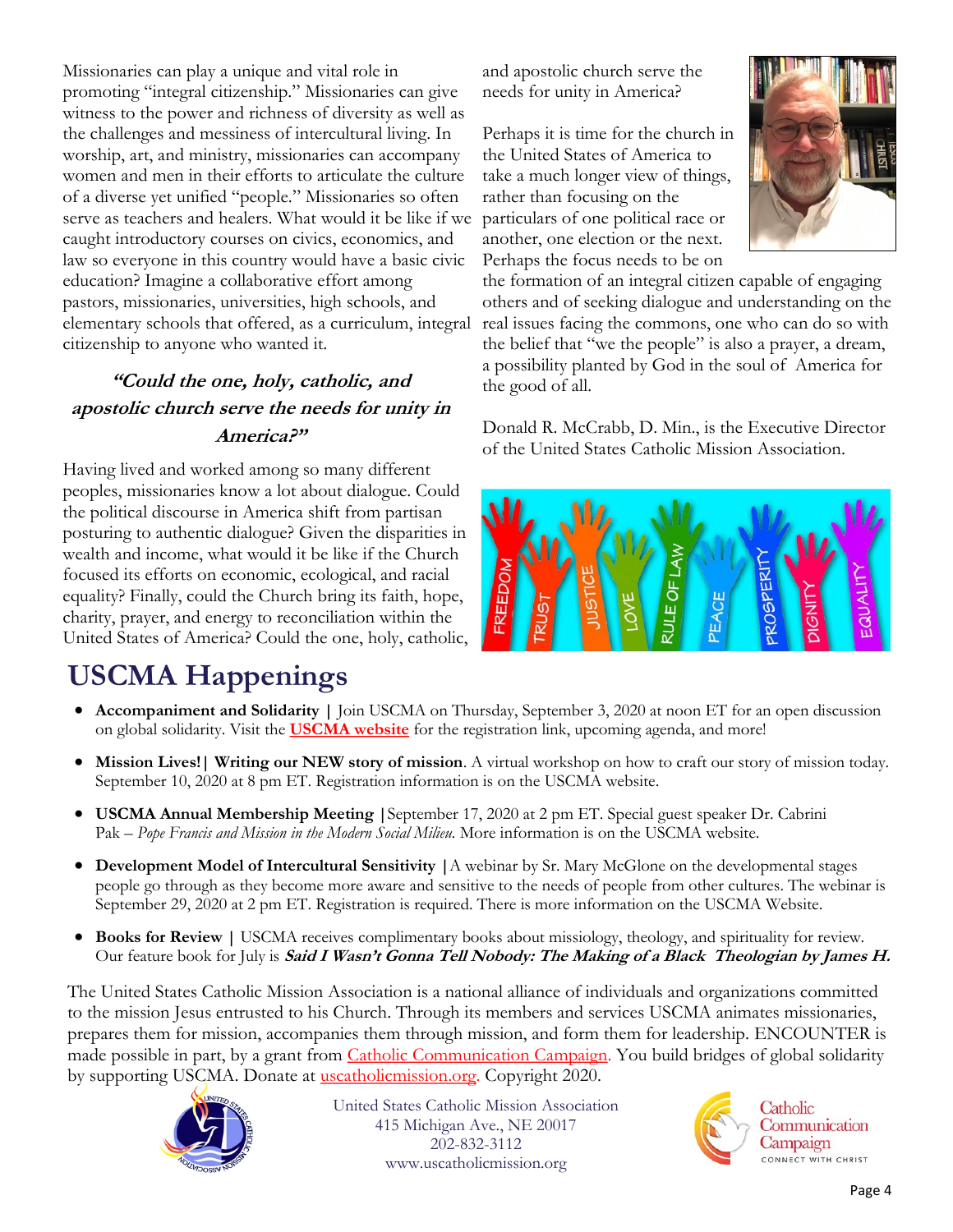Missionaries can play a unique and vital role in promoting "integral citizenship." Missionaries can give witness to the power and richness of diversity as well as the challenges and messiness of intercultural living. In worship, art, and ministry, missionaries can accompany women and men in their efforts to articulate the culture of a diverse yet unified "people." Missionaries so often serve as teachers and healers. What would it be like if we caught introductory courses on civics, economics, and law so everyone in this country would have a basic civic education? Imagine a collaborative effort among pastors, missionaries, universities, high schools, and elementary schools that offered, as a curriculum, integral citizenship to anyone who wanted it.

***"Could the one, holy, catholic, and apostolic church serve the needs for unity in America?"***

Having lived and worked among so many different peoples, missionaries know a lot about dialogue. Could the political discourse in America shift from partisan posturing to authentic dialogue? Given the disparities in wealth and income, what would it be like if the Church focused its efforts on economic, ecological, and racial equality? Finally, could the Church bring its faith, hope, charity, prayer, and energy to reconciliation within the United States of America? Could the one, holy, catholic, and apostolic church serve the needs for unity in America?

Perhaps it is time for the church in the United States of America to take a much longer view of things, rather than focusing on the particulars of one political race or another, one election or the next. Perhaps the focus needs to be on the formation of an integral citizen capable of engaging others and of seeking dialogue and understanding on the real issues facing the commons, one who can do so with the belief that "we the people" is also a prayer, a dream, a possibility planted by God in the soul of America for the good of all.

Donald R. McCrabb, D. Min., is the Executive Director of the United States Catholic Mission Association.

FREEDOM
TRUST
JUSTICE
LOVE
RULE OF LAW
PEACE
PROSPERITY
DIGNITY
EQUALITY

# USCMA Happenings

- **Accompaniment and Solidarity |** Join USCMA on Thursday, September 3, 2020 at noon ET for an open discussion on global solidarity. Visit the **USCMA website** for the registration link, upcoming agenda, and more!
- **Mission Lives!| Writing our NEW story of mission**. A virtual workshop on how to craft our story of mission today. September 10, 2020 at 8 pm ET. Registration information is on the USCMA website.
- **USCMA Annual Membership Meeting |**September 17, 2020 at 2 pm ET. Special guest speaker Dr. Cabrini Pak – *Pope Francis and Mission in the Modern Social Milieu.* More information is on the USCMA website.
- **Development Model of Intercultural Sensitivity |**A webinar by Sr. Mary McGlone on the developmental stages people go through as they become more aware and sensitive to the needs of people from other cultures. The webinar is September 29, 2020 at 2 pm ET. Registration is required. There is more information on the USCMA Website.
- **Books for Review |** USCMA receives complimentary books about missiology, theology, and spirituality for review. Our feature book for July is ***Said I Wasn't Gonna Tell Nobody: The Making of a Black Theologian by James H.***

The United States Catholic Mission Association is a national alliance of individuals and organizations committed to the mission Jesus entrusted to his Church. Through its members and services USCMA animates missionaries, prepares them for mission, accompanies them through mission, and form them for leadership. ENCOUNTER is made possible in part, by a grant from Catholic Communication Campaign. You build bridges of global solidarity by supporting USCMA. Donate at uscatholicmission.org. Copyright 2020.

United States Catholic Mission Association
415 Michigan Ave., NE 20017
202-832-3112
www.uscatholicmission.org

Catholic Communication Campaign
CONNECT WITH CHRIST